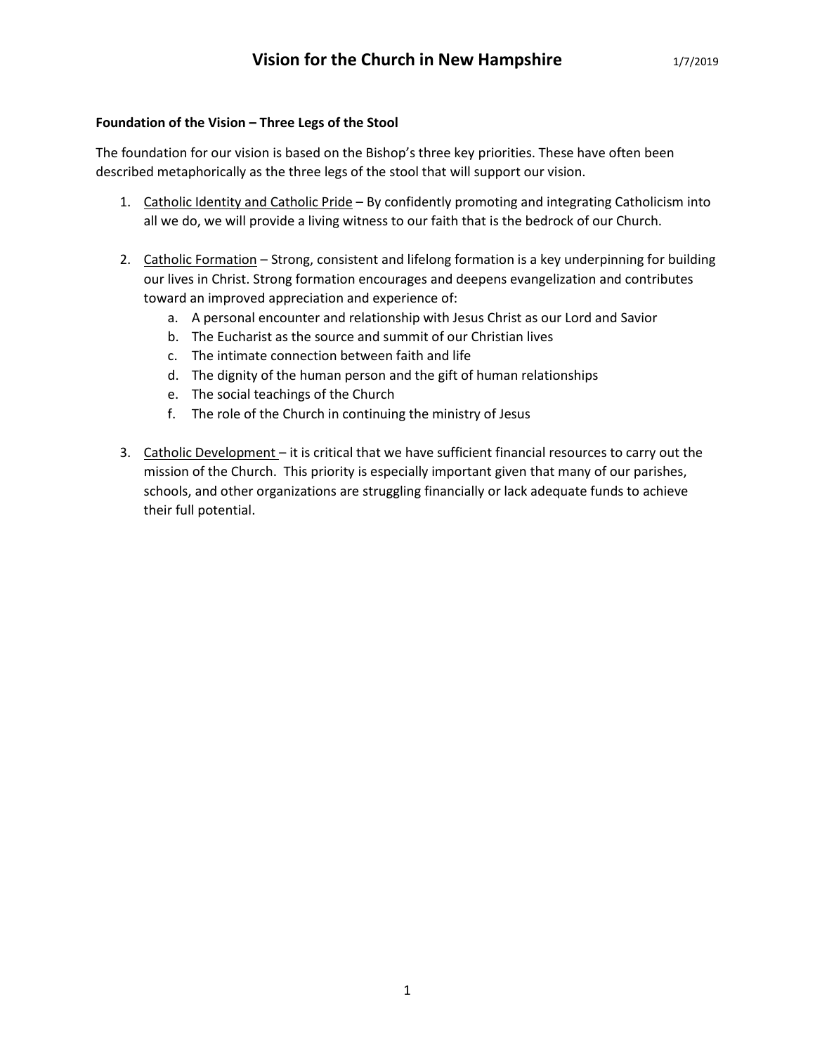# Vision for the Church in New Hampshire

1/7/2019

**Foundation of the Vision – Three Legs of the Stool**

The foundation for our vision is based on the Bishop's three key priorities. These have often been described metaphorically as the three legs of the stool that will support our vision.

1. Catholic Identity and Catholic Pride – By confidently promoting and integrating Catholicism into all we do, we will provide a living witness to our faith that is the bedrock of our Church.

2. Catholic Formation – Strong, consistent and lifelong formation is a key underpinning for building our lives in Christ. Strong formation encourages and deepens evangelization and contributes toward an improved appreciation and experience of:
   a. A personal encounter and relationship with Jesus Christ as our Lord and Savior
   b. The Eucharist as the source and summit of our Christian lives
   c. The intimate connection between faith and life
   d. The dignity of the human person and the gift of human relationships
   e. The social teachings of the Church
   f. The role of the Church in continuing the ministry of Jesus

3. Catholic Development – it is critical that we have sufficient financial resources to carry out the mission of the Church. This priority is especially important given that many of our parishes, schools, and other organizations are struggling financially or lack adequate funds to achieve their full potential.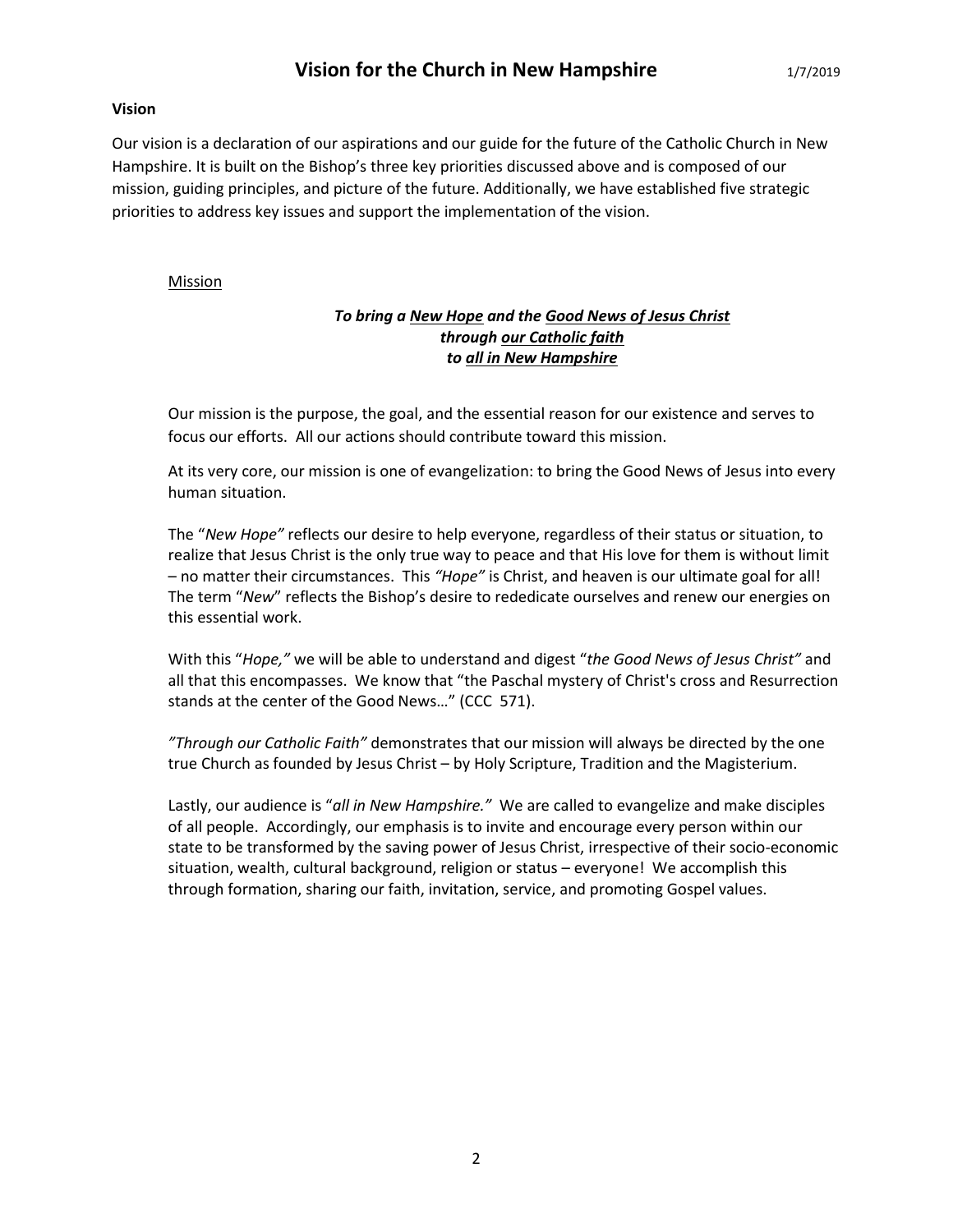**Vision**

Our vision is a declaration of our aspirations and our guide for the future of the Catholic Church in New Hampshire. It is built on the Bishop's three key priorities discussed above and is composed of our mission, guiding principles, and picture of the future. Additionally, we have established five strategic priorities to address key issues and support the implementation of the vision.

Mission

***To bring a New Hope and the Good News of Jesus Christ***
***through our Catholic faith***
***to all in New Hampshire***

Our mission is the purpose, the goal, and the essential reason for our existence and serves to focus our efforts. All our actions should contribute toward this mission.

At its very core, our mission is one of evangelization: to bring the Good News of Jesus into every human situation.

The "*New Hope"* reflects our desire to help everyone, regardless of their status or situation, to realize that Jesus Christ is the only true way to peace and that His love for them is without limit – no matter their circumstances. This *"Hope"* is Christ, and heaven is our ultimate goal for all! The term "*New*" reflects the Bishop's desire to rededicate ourselves and renew our energies on this essential work.

With this "*Hope,"* we will be able to understand and digest "*the Good News of Jesus Christ"* and all that this encompasses. We know that "the Paschal mystery of Christ's cross and Resurrection stands at the center of the Good News…" (CCC 571).

*"Through our Catholic Faith"* demonstrates that our mission will always be directed by the one true Church as founded by Jesus Christ – by Holy Scripture, Tradition and the Magisterium.

Lastly, our audience is "*all in New Hampshire."* We are called to evangelize and make disciples of all people. Accordingly, our emphasis is to invite and encourage every person within our state to be transformed by the saving power of Jesus Christ, irrespective of their socio-economic situation, wealth, cultural background, religion or status – everyone! We accomplish this through formation, sharing our faith, invitation, service, and promoting Gospel values.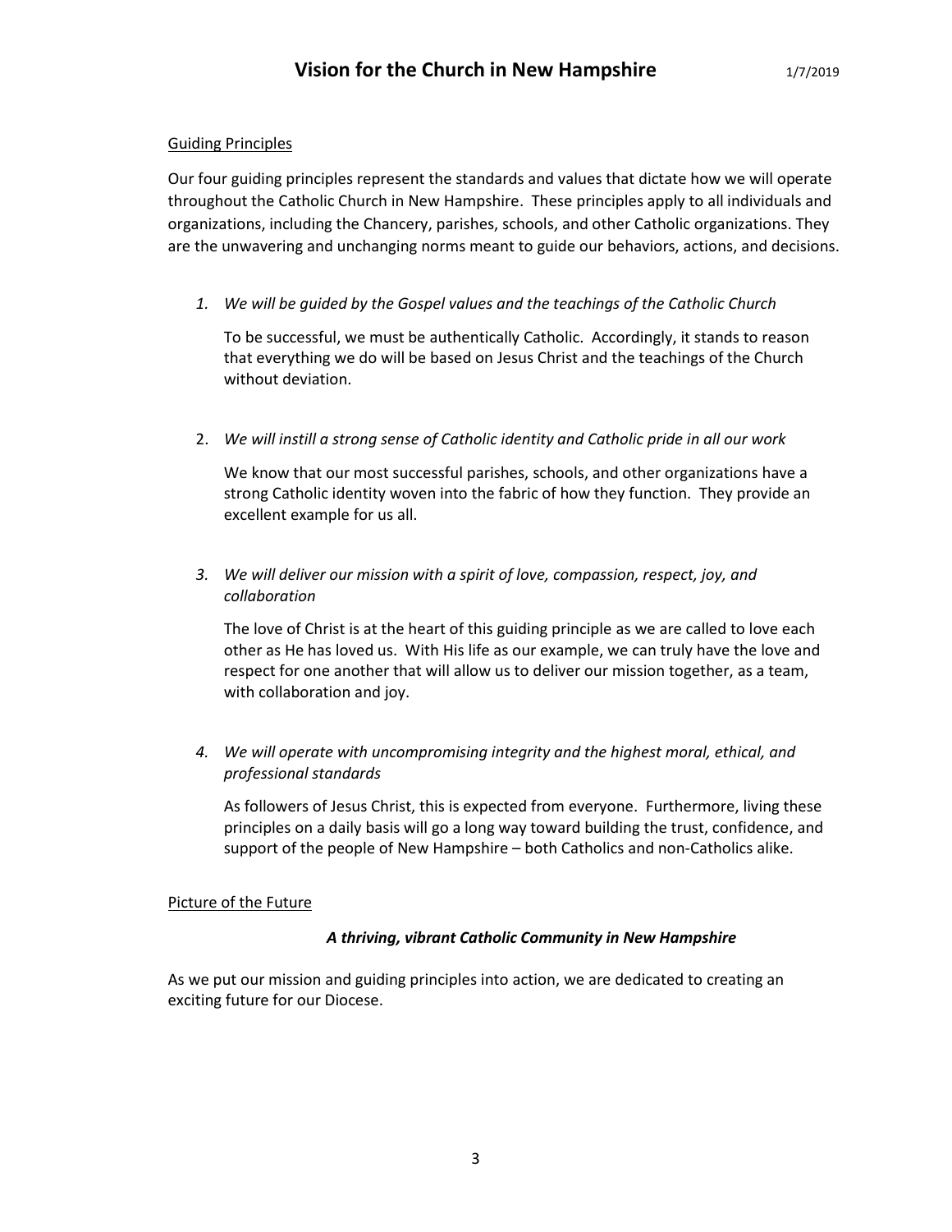## Guiding Principles

Our four guiding principles represent the standards and values that dictate how we will operate throughout the Catholic Church in New Hampshire. These principles apply to all individuals and organizations, including the Chancery, parishes, schools, and other Catholic organizations. They are the unwavering and unchanging norms meant to guide our behaviors, actions, and decisions.

1. *We will be guided by the Gospel values and the teachings of the Catholic Church*

   To be successful, we must be authentically Catholic. Accordingly, it stands to reason that everything we do will be based on Jesus Christ and the teachings of the Church without deviation.

2. *We will instill a strong sense of Catholic identity and Catholic pride in all our work*

   We know that our most successful parishes, schools, and other organizations have a strong Catholic identity woven into the fabric of how they function. They provide an excellent example for us all.

3. *We will deliver our mission with a spirit of love, compassion, respect, joy, and collaboration*

   The love of Christ is at the heart of this guiding principle as we are called to love each other as He has loved us. With His life as our example, we can truly have the love and respect for one another that will allow us to deliver our mission together, as a team, with collaboration and joy.

4. *We will operate with uncompromising integrity and the highest moral, ethical, and professional standards*

   As followers of Jesus Christ, this is expected from everyone. Furthermore, living these principles on a daily basis will go a long way toward building the trust, confidence, and support of the people of New Hampshire – both Catholics and non-Catholics alike.

## Picture of the Future

***A thriving, vibrant Catholic Community in New Hampshire***

As we put our mission and guiding principles into action, we are dedicated to creating an exciting future for our Diocese.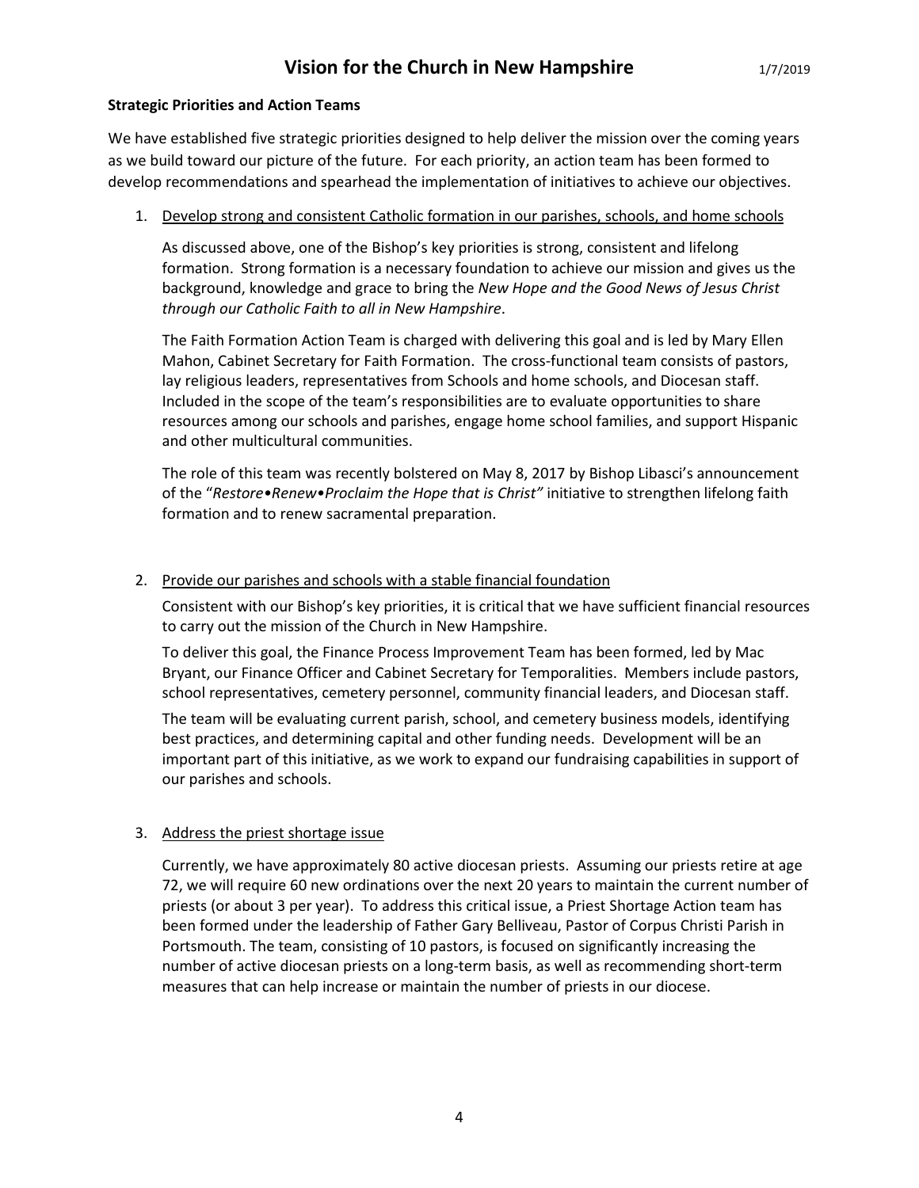**Strategic Priorities and Action Teams**

We have established five strategic priorities designed to help deliver the mission over the coming years as we build toward our picture of the future. For each priority, an action team has been formed to develop recommendations and spearhead the implementation of initiatives to achieve our objectives.

1. <u>Develop strong and consistent Catholic formation in our parishes, schools, and home schools</u>

   As discussed above, one of the Bishop's key priorities is strong, consistent and lifelong formation. Strong formation is a necessary foundation to achieve our mission and gives us the background, knowledge and grace to bring the *New Hope and the Good News of Jesus Christ through our Catholic Faith to all in New Hampshire*.

   The Faith Formation Action Team is charged with delivering this goal and is led by Mary Ellen Mahon, Cabinet Secretary for Faith Formation. The cross-functional team consists of pastors, lay religious leaders, representatives from Schools and home schools, and Diocesan staff. Included in the scope of the team's responsibilities are to evaluate opportunities to share resources among our schools and parishes, engage home school families, and support Hispanic and other multicultural communities.

   The role of this team was recently bolstered on May 8, 2017 by Bishop Libasci's announcement of the "*Restore•Renew•Proclaim the Hope that is Christ"* initiative to strengthen lifelong faith formation and to renew sacramental preparation.

2. <u>Provide our parishes and schools with a stable financial foundation</u>

   Consistent with our Bishop's key priorities, it is critical that we have sufficient financial resources to carry out the mission of the Church in New Hampshire.

   To deliver this goal, the Finance Process Improvement Team has been formed, led by Mac Bryant, our Finance Officer and Cabinet Secretary for Temporalities. Members include pastors, school representatives, cemetery personnel, community financial leaders, and Diocesan staff.

   The team will be evaluating current parish, school, and cemetery business models, identifying best practices, and determining capital and other funding needs. Development will be an important part of this initiative, as we work to expand our fundraising capabilities in support of our parishes and schools.

3. <u>Address the priest shortage issue</u>

   Currently, we have approximately 80 active diocesan priests. Assuming our priests retire at age 72, we will require 60 new ordinations over the next 20 years to maintain the current number of priests (or about 3 per year). To address this critical issue, a Priest Shortage Action team has been formed under the leadership of Father Gary Belliveau, Pastor of Corpus Christi Parish in Portsmouth. The team, consisting of 10 pastors, is focused on significantly increasing the number of active diocesan priests on a long-term basis, as well as recommending short-term measures that can help increase or maintain the number of priests in our diocese.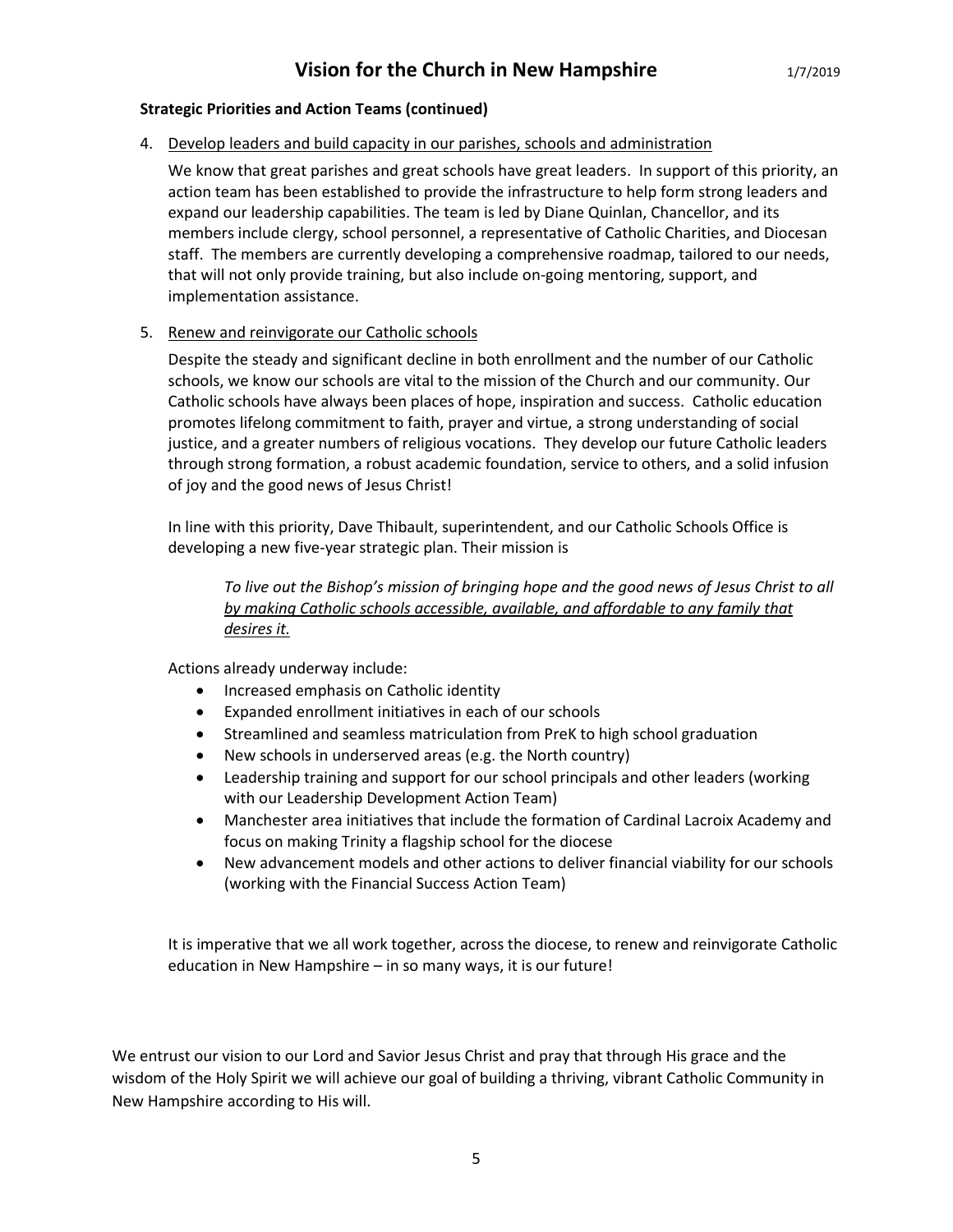**Strategic Priorities and Action Teams (continued)**

4. Develop leaders and build capacity in our parishes, schools and administration

   We know that great parishes and great schools have great leaders. In support of this priority, an action team has been established to provide the infrastructure to help form strong leaders and expand our leadership capabilities. The team is led by Diane Quinlan, Chancellor, and its members include clergy, school personnel, a representative of Catholic Charities, and Diocesan staff. The members are currently developing a comprehensive roadmap, tailored to our needs, that will not only provide training, but also include on-going mentoring, support, and implementation assistance.

5. Renew and reinvigorate our Catholic schools

   Despite the steady and significant decline in both enrollment and the number of our Catholic schools, we know our schools are vital to the mission of the Church and our community. Our Catholic schools have always been places of hope, inspiration and success. Catholic education promotes lifelong commitment to faith, prayer and virtue, a strong understanding of social justice, and a greater numbers of religious vocations. They develop our future Catholic leaders through strong formation, a robust academic foundation, service to others, and a solid infusion of joy and the good news of Jesus Christ!

   In line with this priority, Dave Thibault, superintendent, and our Catholic Schools Office is developing a new five-year strategic plan. Their mission is

   > *To live out the Bishop's mission of bringing hope and the good news of Jesus Christ to all <u>by making Catholic schools accessible, available, and affordable to any family that desires it.</u>*

   Actions already underway include:

   - Increased emphasis on Catholic identity
   - Expanded enrollment initiatives in each of our schools
   - Streamlined and seamless matriculation from PreK to high school graduation
   - New schools in underserved areas (e.g. the North country)
   - Leadership training and support for our school principals and other leaders (working with our Leadership Development Action Team)
   - Manchester area initiatives that include the formation of Cardinal Lacroix Academy and focus on making Trinity a flagship school for the diocese
   - New advancement models and other actions to deliver financial viability for our schools (working with the Financial Success Action Team)

   It is imperative that we all work together, across the diocese, to renew and reinvigorate Catholic education in New Hampshire – in so many ways, it is our future!

We entrust our vision to our Lord and Savior Jesus Christ and pray that through His grace and the wisdom of the Holy Spirit we will achieve our goal of building a thriving, vibrant Catholic Community in New Hampshire according to His will.